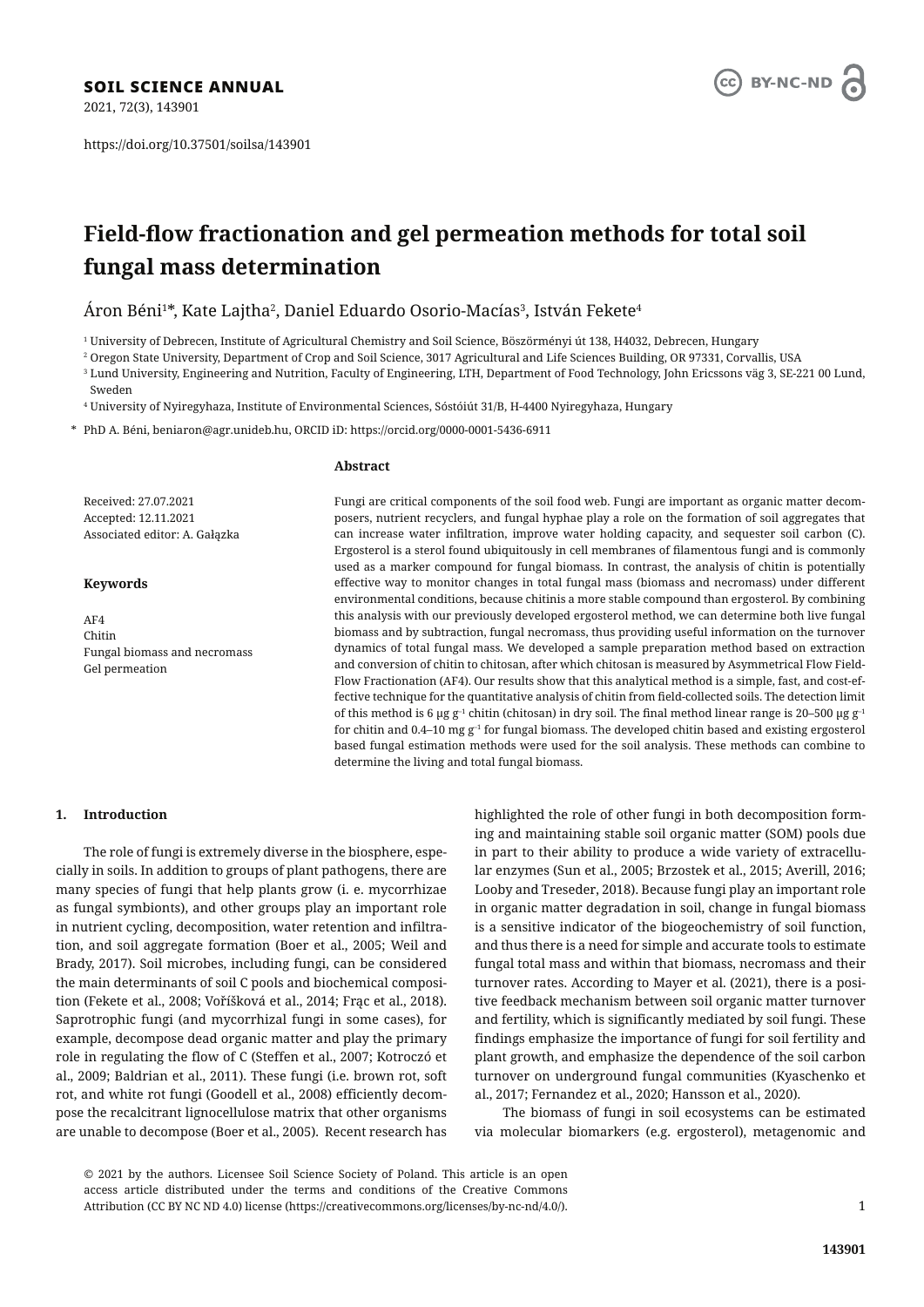**SOIL SCIENCE ANNUAL**

2021, 72(3), 143901

https://doi.org/10.37501/soilsa/143901

# Field-flow fractionation and gel permeation methods for total soil fungal mass determination

Áron Béni[1]*, Kate Lajtha[2], Daniel Eduardo Osorio-Macías[3], István Fekete[4]

[1] University of Debrecen, Institute of Agricultural Chemistry and Soil Science, Böszörményi út 138, H4032, Debrecen, Hungary

[2] Oregon State University, Department of Crop and Soil Science, 3017 Agricultural and Life Sciences Building, OR 97331, Corvallis, USA

[3] Lund University, Engineering and Nutrition, Faculty of Engineering, LTH, Department of Food Technology, John Ericssons väg 3, SE-221 00 Lund, Sweden

[4] University of Nyiregyhaza, Institute of Environmental Sciences, Sóstóiút 31/B, H-4400 Nyiregyhaza, Hungary

\* PhD A. Béni, beniaron@agr.unideb.hu, ORCID iD: https://orcid.org/0000-0001-5436-6911

Received: 27.07.2021
Accepted: 12.11.2021
Associated editor: A. Gałązka

**Keywords**

AF4
Chitin
Fungal biomass and necromass
Gel permeation

**Abstract**

Fungi are critical components of the soil food web. Fungi are important as organic matter decomposers, nutrient recyclers, and fungal hyphae play a role on the formation of soil aggregates that can increase water infiltration, improve water holding capacity, and sequester soil carbon (C). Ergosterol is a sterol found ubiquitously in cell membranes of filamentous fungi and is commonly used as a marker compound for fungal biomass. In contrast, the analysis of chitin is potentially effective way to monitor changes in total fungal mass (biomass and necromass) under different environmental conditions, because chitinis a more stable compound than ergosterol. By combining this analysis with our previously developed ergosterol method, we can determine both live fungal biomass and by subtraction, fungal necromass, thus providing useful information on the turnover dynamics of total fungal mass. We developed a sample preparation method based on extraction and conversion of chitin to chitosan, after which chitosan is measured by Asymmetrical Flow Field-Flow Fractionation (AF4). Our results show that this analytical method is a simple, fast, and cost-effective technique for the quantitative analysis of chitin from field-collected soils. The detection limit of this method is 6 μg g$^{-1}$ chitin (chitosan) in dry soil. The final method linear range is 20–500 μg g$^{-1}$ for chitin and 0.4–10 mg g$^{-1}$ for fungal biomass. The developed chitin based and existing ergosterol based fungal estimation methods were used for the soil analysis. These methods can combine to determine the living and total fungal biomass.

## 1. Introduction

The role of fungi is extremely diverse in the biosphere, especially in soils. In addition to groups of plant pathogens, there are many species of fungi that help plants grow (i. e. mycorrhizae as fungal symbionts), and other groups play an important role in nutrient cycling, decomposition, water retention and infiltration, and soil aggregate formation (Boer et al., 2005; Weil and Brady, 2017). Soil microbes, including fungi, can be considered the main determinants of soil C pools and biochemical composition (Fekete et al., 2008; Voříšková et al., 2014; Frąc et al., 2018). Saprotrophic fungi (and mycorrhizal fungi in some cases), for example, decompose dead organic matter and play the primary role in regulating the flow of C (Steffen et al., 2007; Kotroczó et al., 2009; Baldrian et al., 2011). These fungi (i.e. brown rot, soft rot, and white rot fungi (Goodell et al., 2008) efficiently decompose the recalcitrant lignocellulose matrix that other organisms are unable to decompose (Boer et al., 2005). Recent research has highlighted the role of other fungi in both decomposition forming and maintaining stable soil organic matter (SOM) pools due in part to their ability to produce a wide variety of extracellular enzymes (Sun et al., 2005; Brzostek et al., 2015; Averill, 2016; Looby and Treseder, 2018). Because fungi play an important role in organic matter degradation in soil, change in fungal biomass is a sensitive indicator of the biogeochemistry of soil function, and thus there is a need for simple and accurate tools to estimate fungal total mass and within that biomass, necromass and their turnover rates. According to Mayer et al. (2021), there is a positive feedback mechanism between soil organic matter turnover and fertility, which is significantly mediated by soil fungi. These findings emphasize the importance of fungi for soil fertility and plant growth, and emphasize the dependence of the soil carbon turnover on underground fungal communities (Kyaschenko et al., 2017; Fernandez et al., 2020; Hansson et al., 2020).

The biomass of fungi in soil ecosystems can be estimated via molecular biomarkers (e.g. ergosterol), metagenomic and

© 2021 by the authors. Licensee Soil Science Society of Poland. This article is an open access article distributed under the terms and conditions of the Creative Commons Attribution (CC BY NC ND 4.0) license (https://creativecommons.org/licenses/by-nc-nd/4.0/).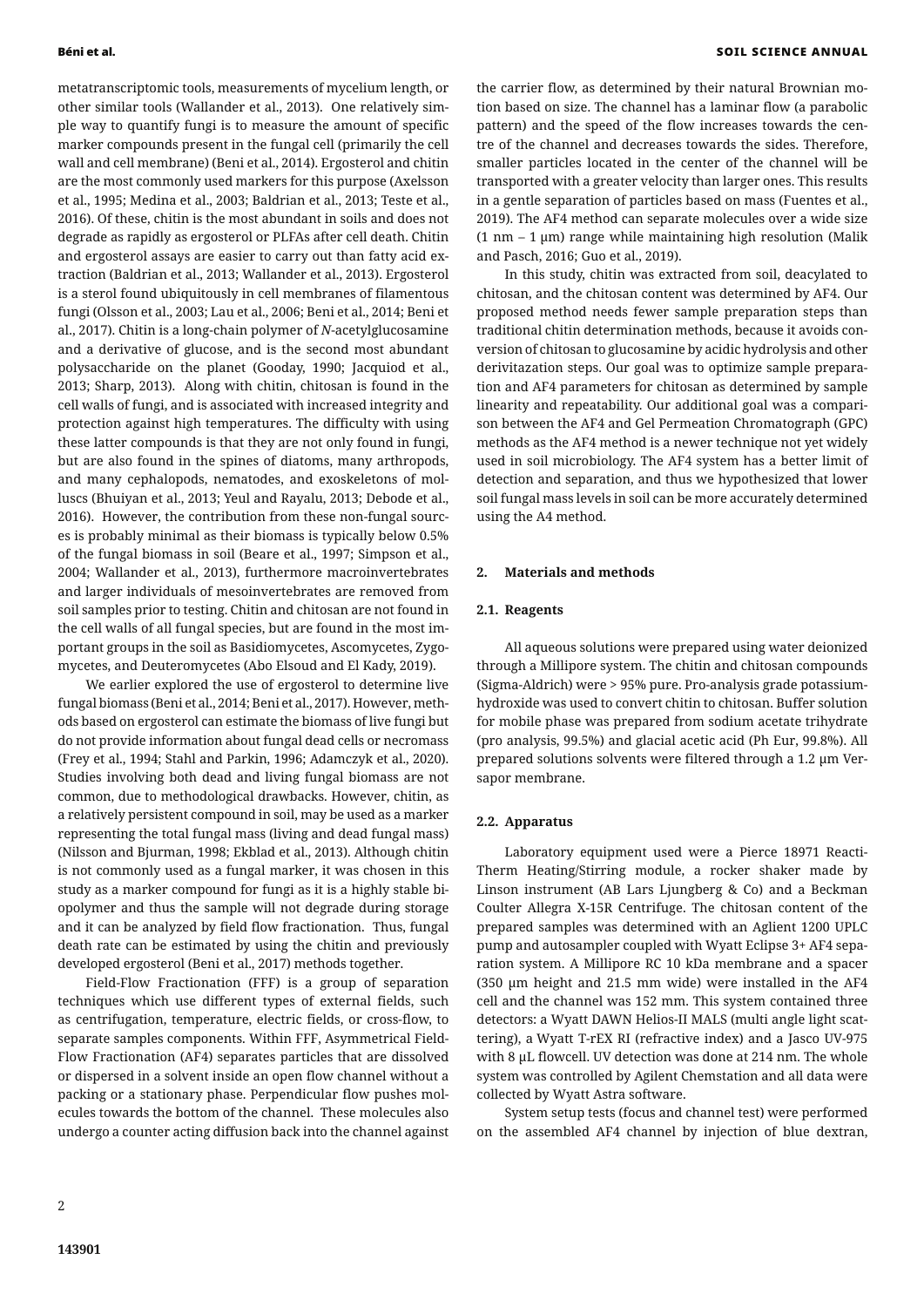metatranscriptomic tools, measurements of mycelium length, or other similar tools (Wallander et al., 2013). One relatively simple way to quantify fungi is to measure the amount of specific marker compounds present in the fungal cell (primarily the cell wall and cell membrane) (Beni et al., 2014). Ergosterol and chitin are the most commonly used markers for this purpose (Axelsson et al., 1995; Medina et al., 2003; Baldrian et al., 2013; Teste et al., 2016). Of these, chitin is the most abundant in soils and does not degrade as rapidly as ergosterol or PLFAs after cell death. Chitin and ergosterol assays are easier to carry out than fatty acid extraction (Baldrian et al., 2013; Wallander et al., 2013). Ergosterol is a sterol found ubiquitously in cell membranes of filamentous fungi (Olsson et al., 2003; Lau et al., 2006; Beni et al., 2014; Beni et al., 2017). Chitin is a long-chain polymer of *N*-acetylglucosamine and a derivative of glucose, and is the second most abundant polysaccharide on the planet (Gooday, 1990; Jacquiod et al., 2013; Sharp, 2013). Along with chitin, chitosan is found in the cell walls of fungi, and is associated with increased integrity and protection against high temperatures. The difficulty with using these latter compounds is that they are not only found in fungi, but are also found in the spines of diatoms, many arthropods, and many cephalopods, nematodes, and exoskeletons of molluscs (Bhuiyan et al., 2013; Yeul and Rayalu, 2013; Debode et al., 2016). However, the contribution from these non-fungal sources is probably minimal as their biomass is typically below 0.5% of the fungal biomass in soil (Beare et al., 1997; Simpson et al., 2004; Wallander et al., 2013), furthermore macroinvertebrates and larger individuals of mesoinvertebrates are removed from soil samples prior to testing. Chitin and chitosan are not found in the cell walls of all fungal species, but are found in the most important groups in the soil as Basidiomycetes, Ascomycetes, Zygomycetes, and Deuteromycetes (Abo Elsoud and El Kady, 2019).

We earlier explored the use of ergosterol to determine live fungal biomass (Beni et al., 2014; Beni et al., 2017). However, methods based on ergosterol can estimate the biomass of live fungi but do not provide information about fungal dead cells or necromass (Frey et al., 1994; Stahl and Parkin, 1996; Adamczyk et al., 2020). Studies involving both dead and living fungal biomass are not common, due to methodological drawbacks. However, chitin, as a relatively persistent compound in soil, may be used as a marker representing the total fungal mass (living and dead fungal mass) (Nilsson and Bjurman, 1998; Ekblad et al., 2013). Although chitin is not commonly used as a fungal marker, it was chosen in this study as a marker compound for fungi as it is a highly stable biopolymer and thus the sample will not degrade during storage and it can be analyzed by field flow fractionation. Thus, fungal death rate can be estimated by using the chitin and previously developed ergosterol (Beni et al., 2017) methods together.

Field-Flow Fractionation (FFF) is a group of separation techniques which use different types of external fields, such as centrifugation, temperature, electric fields, or cross-flow, to separate samples components. Within FFF, Asymmetrical Field-Flow Fractionation (AF4) separates particles that are dissolved or dispersed in a solvent inside an open flow channel without a packing or a stationary phase. Perpendicular flow pushes molecules towards the bottom of the channel. These molecules also undergo a counter acting diffusion back into the channel against the carrier flow, as determined by their natural Brownian motion based on size. The channel has a laminar flow (a parabolic pattern) and the speed of the flow increases towards the centre of the channel and decreases towards the sides. Therefore, smaller particles located in the center of the channel will be transported with a greater velocity than larger ones. This results in a gentle separation of particles based on mass (Fuentes et al., 2019). The AF4 method can separate molecules over a wide size (1 nm – 1 μm) range while maintaining high resolution (Malik and Pasch, 2016; Guo et al., 2019).

In this study, chitin was extracted from soil, deacylated to chitosan, and the chitosan content was determined by AF4. Our proposed method needs fewer sample preparation steps than traditional chitin determination methods, because it avoids conversion of chitosan to glucosamine by acidic hydrolysis and other derivitazation steps. Our goal was to optimize sample preparation and AF4 parameters for chitosan as determined by sample linearity and repeatability. Our additional goal was a comparison between the AF4 and Gel Permeation Chromatograph (GPC) methods as the AF4 method is a newer technique not yet widely used in soil microbiology. The AF4 system has a better limit of detection and separation, and thus we hypothesized that lower soil fungal mass levels in soil can be more accurately determined using the A4 method.

## 2. Materials and methods

### 2.1. Reagents

All aqueous solutions were prepared using water deionized through a Millipore system. The chitin and chitosan compounds (Sigma-Aldrich) were > 95% pure. Pro-analysis grade potassium-hydroxide was used to convert chitin to chitosan. Buffer solution for mobile phase was prepared from sodium acetate trihydrate (pro analysis, 99.5%) and glacial acetic acid (Ph Eur, 99.8%). All prepared solutions solvents were filtered through a 1.2 μm Versapor membrane.

### 2.2. Apparatus

Laboratory equipment used were a Pierce 18971 Reacti-Therm Heating/Stirring module, a rocker shaker made by Linson instrument (AB Lars Ljungberg & Co) and a Beckman Coulter Allegra X-15R Centrifuge. The chitosan content of the prepared samples was determined with an Aglient 1200 UPLC pump and autosampler coupled with Wyatt Eclipse 3+ AF4 separation system. A Millipore RC 10 kDa membrane and a spacer (350 μm height and 21.5 mm wide) were installed in the AF4 cell and the channel was 152 mm. This system contained three detectors: a Wyatt DAWN Helios-II MALS (multi angle light scattering), a Wyatt T-rEX RI (refractive index) and a Jasco UV-975 with 8 μL flowcell. UV detection was done at 214 nm. The whole system was controlled by Agilent Chemstation and all data were collected by Wyatt Astra software.

System setup tests (focus and channel test) were performed on the assembled AF4 channel by injection of blue dextran,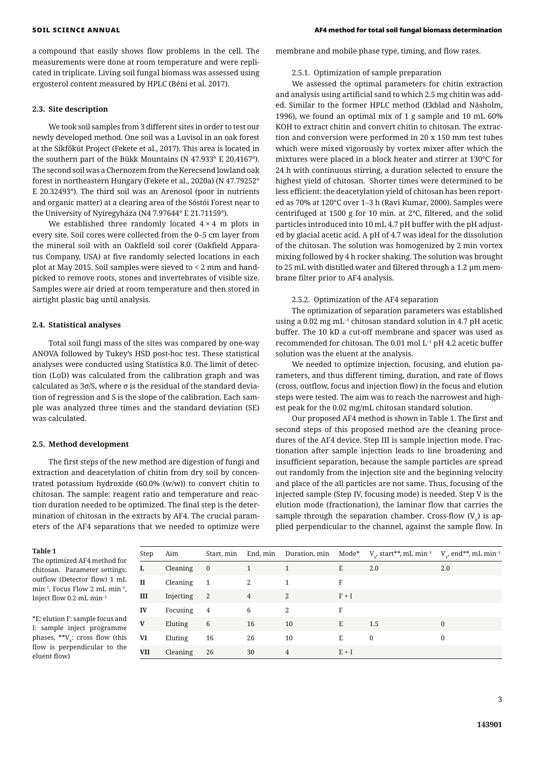a compound that easily shows flow problems in the cell. The measurements were done at room temperature and were replicated in triplicate. Living soil fungal biomass was assessed using ergosterol content measured by HPLC (Béni et al. 2017).

### 2.3. Site description

We took soil samples from 3 different sites in order to test our newly developed method. One soil was a Luvisol in an oak forest at the Síkfőkút Project (Fekete et al., 2017). This area is located in the southern part of the Bükk Mountains (N 47.933° E 20.4167°). The second soil was a Chernozem from the Kerecsend lowland oak forest in northeastern Hungary (Fekete et al., 2020a) (N 47.79252° E 20.32493°). The third soil was an Arenosol (poor in nutrients and organic matter) at a clearing area of the Sóstói Forest near to the University of Nyíregyháza (N4 7.97644° E 21.71159°).

We established three randomly located 4 × 4 m plots in every site. Soil cores were collected from the 0–5 cm layer from the mineral soil with an Oakfield soil corer (Oakfield Apparatus Company, USA) at five randomly selected locations in each plot at May 2015. Soil samples were sieved to < 2 mm and handpicked to remove roots, stones and invertebrates of visible size. Samples were air dried at room temperature and then stored in airtight plastic bag until analysis.

### 2.4. Statistical analyses

Total soil fungi mass of the sites was compared by one-way ANOVA followed by Tukey's HSD post-hoc test. These statistical analyses were conducted using Statistica 8.0. The limit of detection (LoD) was calculated from the calibration graph and was calculated as 3σ/S, where σ is the residual of the standard deviation of regression and S is the slope of the calibration. Each sample was analyzed three times and the standard deviation (SE) was calculated.

### 2.5. Method development

The first steps of the new method are digestion of fungi and extraction and deacetylation of chitin from dry soil by concentrated potassium hydroxide (60.0% (w/w)) to convert chitin to chitosan. The sample: reagent ratio and temperature and reaction duration needed to be optimized. The final step is the determination of chitosan in the extracts by AF4. The crucial parameters of the AF4 separations that we needed to optimize were membrane and mobile phase type, timing, and flow rates.

#### 2.5.1. Optimization of sample preparation

We assessed the optimal parameters for chitin extraction and analysis using artificial sand to which 2.5 mg chitin was added. Similar to the former HPLC method (Ekblad and Näsholm, 1996), we found an optimal mix of 1 g sample and 10 mL 60% KOH to extract chitin and convert chitin to chitosan. The extraction and conversion were performed in 20 x 150 mm test tubes which were mixed vigorously by vortex mixer after which the mixtures were placed in a block heater and stirrer at 130°C for 24 h with continuous stirring, a duration selected to ensure the highest yield of chitosan. Shorter times were determined to be less efficient: the deacetylation yield of chitosan has been reported as 70% at 120°C over 1–3 h (Ravi Kumar, 2000). Samples were centrifuged at 1500 g for 10 min. at 2°C, filtered, and the solid particles introduced into 10 mL 4.7 pH buffer with the pH adjusted by glacial acetic acid. A pH of 4.7 was ideal for the dissolution of the chitosan. The solution was homogenized by 2 min vortex mixing followed by 4 h rocker shaking. The solution was brought to 25 mL with distilled water and filtered through a 1.2 µm membrane filter prior to AF4 analysis.

#### 2.5.2. Optimization of the AF4 separation

The optimization of separation parameters was established using a 0.02 mg mL$^{-1}$ chitosan standard solution in 4.7 pH acetic buffer. The 10 kD a cut-off membrane and spacer was used as recommended for chitosan. The 0.01 mol L$^{-1}$ pH 4.2 acetic buffer solution was the eluent at the analysis.

We needed to optimize injection, focusing, and elution parameters, and thus different timing, duration, and rate of flows (cross, outflow, focus and injection flow) in the focus and elution steps were tested. The aim was to reach the narrowest and highest peak for the 0.02 mg/mL chitosan standard solution.

Our proposed AF4 method is shown in Table 1. The first and second steps of this proposed method are the cleaning procedures of the AF4 device. Step III is sample injection mode. Fractionation after sample injection leads to line broadening and insufficient separation, because the sample particles are spread out randomly from the injection site and the beginning velocity and place of the all particles are not same. Thus, focusing of the injected sample (Step IV, focusing mode) is needed. Step V is the elution mode (fractionation), the laminar flow that carries the sample through the separation chamber. Cross-flow ($V_x$) is applied perpendicular to the channel, against the sample flow. In

**Table 1**
The optimized AF4 method for chitosan. Parameter settings: outflow (Detector flow) 1 mL min$^{-1}$, Focus Flow 2 mL min$^{-1}$, Inject flow 0.2 mL min$^{-1}$

| Step | Aim | Start, min | End, min | Duration, min | Mode* | $V_x$, start**, mL min$^{-1}$ | $V_x$, end**, mL min$^{-1}$ |
|---|---|---|---|---|---|---|---|
| **I.** | Cleaning | 0 | 1 | 1 | E | 2.0 | 2.0 |
| **II** | Cleaning | 1 | 2 | 1 | F | | |
| **III** | Injecting | 2 | 4 | 2 | F + I | | |
| **IV** | Focusing | 4 | 6 | 2 | F | | |
| **V** | Eluting | 6 | 16 | 10 | E | 1.5 | 0 |
| **VI** | Eluting | 16 | 26 | 10 | E | 0 | 0 |
| **VII** | Cleaning | 26 | 30 | 4 | E + I | | |

*E: elution F: sample focus and I: sample inject programme phases, **$V_x$: cross flow (this flow is perpendicular to the eluent flow)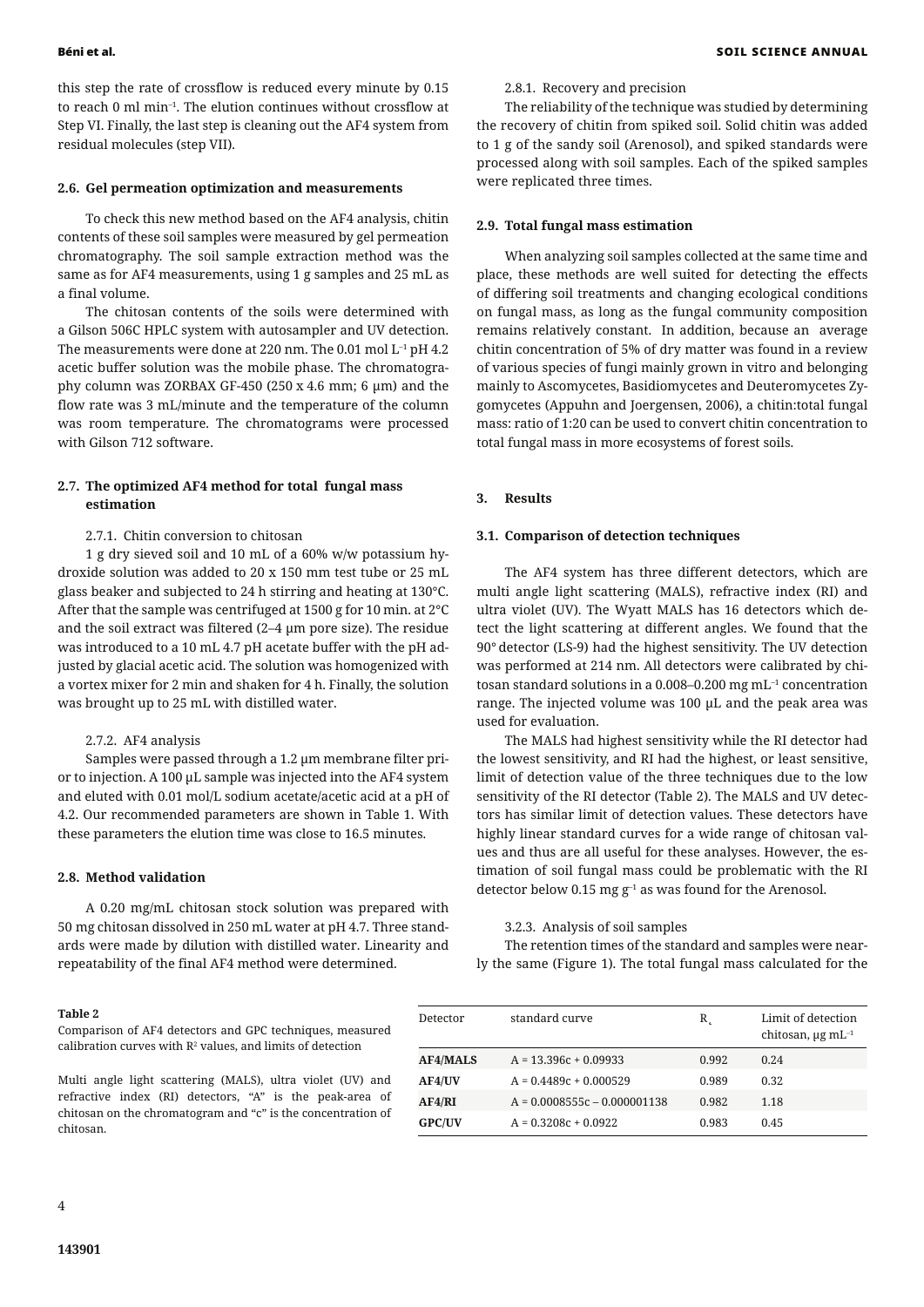this step the rate of crossflow is reduced every minute by 0.15 to reach 0 ml min$^{-1}$. The elution continues without crossflow at Step VI. Finally, the last step is cleaning out the AF4 system from residual molecules (step VII).

### 2.6. Gel permeation optimization and measurements

To check this new method based on the AF4 analysis, chitin contents of these soil samples were measured by gel permeation chromatography. The soil sample extraction method was the same as for AF4 measurements, using 1 g samples and 25 mL as a final volume.

The chitosan contents of the soils were determined with a Gilson 506C HPLC system with autosampler and UV detection. The measurements were done at 220 nm. The 0.01 mol L$^{-1}$ pH 4.2 acetic buffer solution was the mobile phase. The chromatography column was ZORBAX GF-450 (250 x 4.6 mm; 6 μm) and the flow rate was 3 mL/minute and the temperature of the column was room temperature. The chromatograms were processed with Gilson 712 software.

### 2.7. The optimized AF4 method for total fungal mass estimation

2.7.1. Chitin conversion to chitosan

1 g dry sieved soil and 10 mL of a 60% w/w potassium hydroxide solution was added to 20 x 150 mm test tube or 25 mL glass beaker and subjected to 24 h stirring and heating at 130°C. After that the sample was centrifuged at 1500 g for 10 min. at 2°C and the soil extract was filtered (2–4 μm pore size). The residue was introduced to a 10 mL 4.7 pH acetate buffer with the pH adjusted by glacial acetic acid. The solution was homogenized with a vortex mixer for 2 min and shaken for 4 h. Finally, the solution was brought up to 25 mL with distilled water.

2.7.2. AF4 analysis

Samples were passed through a 1.2 μm membrane filter prior to injection. A 100 μL sample was injected into the AF4 system and eluted with 0.01 mol/L sodium acetate/acetic acid at a pH of 4.2. Our recommended parameters are shown in Table 1. With these parameters the elution time was close to 16.5 minutes.

### 2.8. Method validation

A 0.20 mg/mL chitosan stock solution was prepared with 50 mg chitosan dissolved in 250 mL water at pH 4.7. Three standards were made by dilution with distilled water. Linearity and repeatability of the final AF4 method were determined.

2.8.1. Recovery and precision

The reliability of the technique was studied by determining the recovery of chitin from spiked soil. Solid chitin was added to 1 g of the sandy soil (Arenosol), and spiked standards were processed along with soil samples. Each of the spiked samples were replicated three times.

### 2.9. Total fungal mass estimation

When analyzing soil samples collected at the same time and place, these methods are well suited for detecting the effects of differing soil treatments and changing ecological conditions on fungal mass, as long as the fungal community composition remains relatively constant. In addition, because an average chitin concentration of 5% of dry matter was found in a review of various species of fungi mainly grown in vitro and belonging mainly to Ascomycetes, Basidiomycetes and Deuteromycetes Zygomycetes (Appuhn and Joergensen, 2006), a chitin:total fungal mass: ratio of 1:20 can be used to convert chitin concentration to total fungal mass in more ecosystems of forest soils.

## 3. Results

### 3.1. Comparison of detection techniques

The AF4 system has three different detectors, which are multi angle light scattering (MALS), refractive index (RI) and ultra violet (UV). The Wyatt MALS has 16 detectors which detect the light scattering at different angles. We found that the 90° detector (LS-9) had the highest sensitivity. The UV detection was performed at 214 nm. All detectors were calibrated by chitosan standard solutions in a 0.008–0.200 mg mL$^{-1}$ concentration range. The injected volume was 100 μL and the peak area was used for evaluation.

The MALS had highest sensitivity while the RI detector had the lowest sensitivity, and RI had the highest, or least sensitive, limit of detection value of the three techniques due to the low sensitivity of the RI detector (Table 2). The MALS and UV detectors has similar limit of detection values. These detectors have highly linear standard curves for a wide range of chitosan values and thus are all useful for these analyses. However, the estimation of soil fungal mass could be problematic with the RI detector below 0.15 mg g$^{-1}$ as was found for the Arenosol.

3.2.3. Analysis of soil samples

The retention times of the standard and samples were nearly the same (Figure 1). The total fungal mass calculated for the

**Table 2**
Comparison of AF4 detectors and GPC techniques, measured calibration curves with $R^2$ values, and limits of detection

| Detector | standard curve | $R^2$ | Limit of detection chitosan, μg mL$^{-1}$ |
|---|---|---|---|
| **AF4/MALS** | $A = 13.396c + 0.09933$ | 0.992 | 0.24 |
| **AF4/UV** | $A = 0.4489c + 0.000529$ | 0.989 | 0.32 |
| **AF4/RI** | $A = 0.0008555c - 0.000001138$ | 0.982 | 1.18 |
| **GPC/UV** | $A = 0.3208c + 0.0922$ | 0.983 | 0.45 |

Multi angle light scattering (MALS), ultra violet (UV) and refractive index (RI) detectors, "A" is the peak-area of chitosan on the chromatogram and "c" is the concentration of chitosan.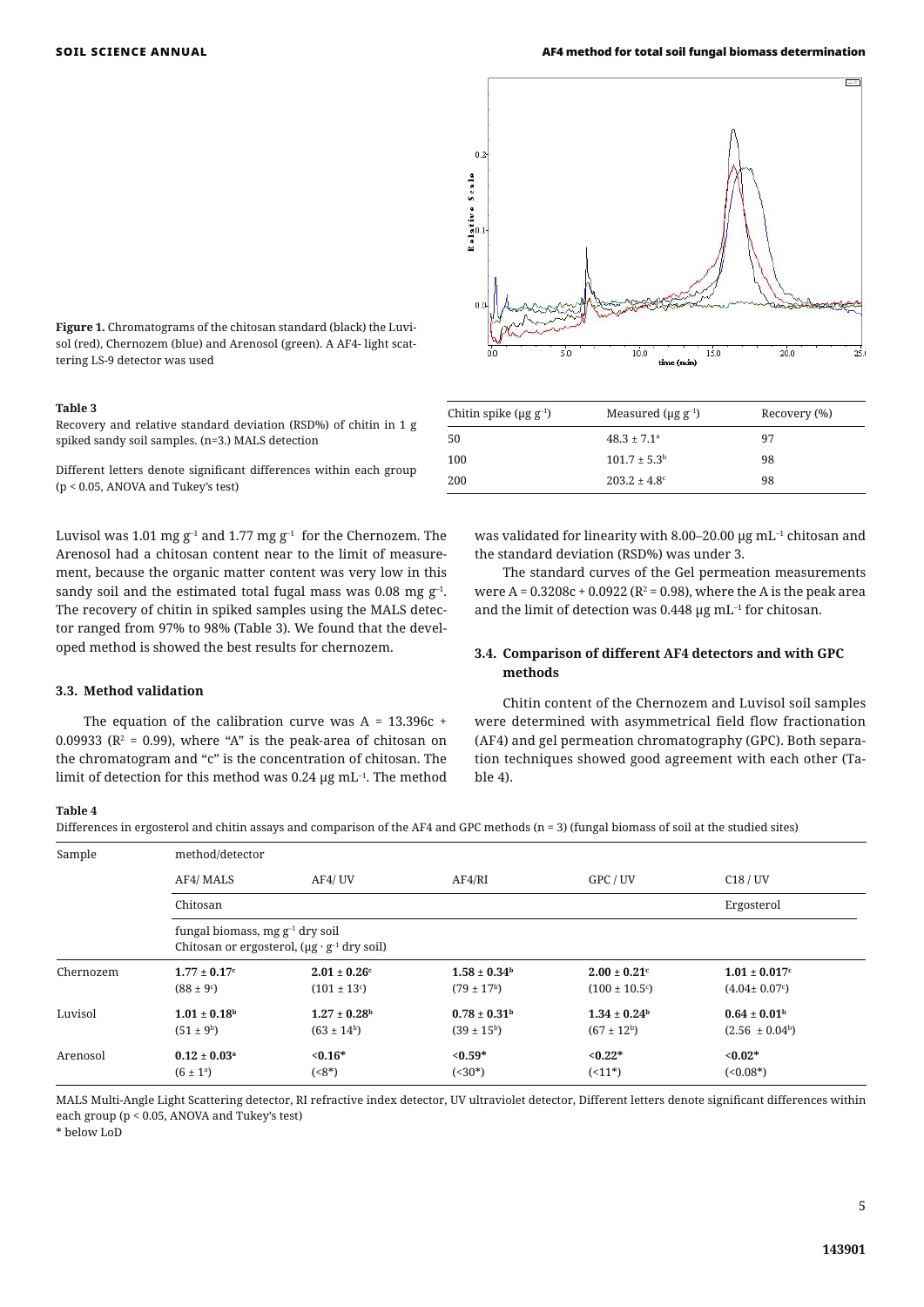**Figure 1.** Chromatograms of the chitosan standard (black) the Luvisol (red), Chernozem (blue) and Arenosol (green). A AF4- light scattering LS-9 detector was used

**Table 3**
Recovery and relative standard deviation (RSD%) of chitin in 1 g spiked sandy soil samples. (n=3.) MALS detection

| Chitin spike (μg $g^{-1}$) | Measured (μg $g^{-1}$) | Recovery (%) |
|---|---|---|
| 50 | $48.3 \pm 7.1^{a}$ | 97 |
| 100 | $101.7 \pm 5.3^{b}$ | 98 |
| 200 | $203.2 \pm 4.8^{c}$ | 98 |

Different letters denote significant differences within each group ($p < 0.05$, ANOVA and Tukey's test)

Luvisol was 1.01 mg $g^{-1}$ and 1.77 mg $g^{-1}$ for the Chernozem. The Arenosol had a chitosan content near to the limit of measurement, because the organic matter content was very low in this sandy soil and the estimated total fugal mass was 0.08 mg $g^{-1}$. The recovery of chitin in spiked samples using the MALS detector ranged from 97% to 98% (Table 3). We found that the developed method is showed the best results for chernozem.

### 3.3. Method validation

The equation of the calibration curve was $A = 13.396c + 0.09933$ ($R^2 = 0.99$), where "A" is the peak-area of chitosan on the chromatogram and "c" is the concentration of chitosan. The limit of detection for this method was 0.24 μg $mL^{-1}$. The method was validated for linearity with 8.00–20.00 μg $mL^{-1}$ chitosan and the standard deviation (RSD%) was under 3.

The standard curves of the Gel permeation measurements were $A = 0.3208c + 0.0922$ ($R^2 = 0.98$), where the A is the peak area and the limit of detection was 0.448 μg $mL^{-1}$ for chitosan.

### 3.4. Comparison of different AF4 detectors and with GPC methods

Chitin content of the Chernozem and Luvisol soil samples were determined with asymmetrical field flow fractionation (AF4) and gel permeation chromatography (GPC). Both separation techniques showed good agreement with each other (Table 4).

**Table 4**
Differences in ergosterol and chitin assays and comparison of the AF4 and GPC methods (n = 3) (fungal biomass of soil at the studied sites)

| Sample | method/detector | | | | |
|---|---|---|---|---|---|
| | AF4/ MALS | AF4/ UV | AF4/RI | GPC / UV | C18 / UV |
| | Chitosan | | | | Ergosterol |
| | fungal biomass, mg $g^{-1}$ dry soil<br>Chitosan or ergosterol, (μg · $g^{-1}$ dry soil) | | | | |
| Chernozem | **$1.77 \pm 0.17^{c}$**<br>($88 \pm 9^{c}$) | **$2.01 \pm 0.26^{c}$**<br>($101 \pm 13^{c}$) | **$1.58 \pm 0.34^{b}$**<br>($79 \pm 17^{b}$) | **$2.00 \pm 0.21^{c}$**<br>($100 \pm 10.5^{c}$) | **$1.01 \pm 0.017^{c}$**<br>($4.04 \pm 0.07^{c}$) |
| Luvisol | **$1.01 \pm 0.18^{b}$**<br>($51 \pm 9^{b}$) | **$1.27 \pm 0.28^{b}$**<br>($63 \pm 14^{b}$) | **$0.78 \pm 0.31^{b}$**<br>($39 \pm 15^{b}$) | **$1.34 \pm 0.24^{b}$**<br>($67 \pm 12^{b}$) | **$0.64 \pm 0.01^{b}$**<br>($2.56 \pm 0.04^{b}$) |
| Arenosol | **$0.12 \pm 0.03^{a}$**<br>($6 \pm 1^{a}$) | **<0.16***<br>(<8*) | **<0.59***<br>(<30*) | **<0.22***<br>(<11*) | **<0.02***<br>(<0.08*) |

MALS Multi-Angle Light Scattering detector, RI refractive index detector, UV ultraviolet detector, Different letters denote significant differences within each group ($p < 0.05$, ANOVA and Tukey's test)
* below LoD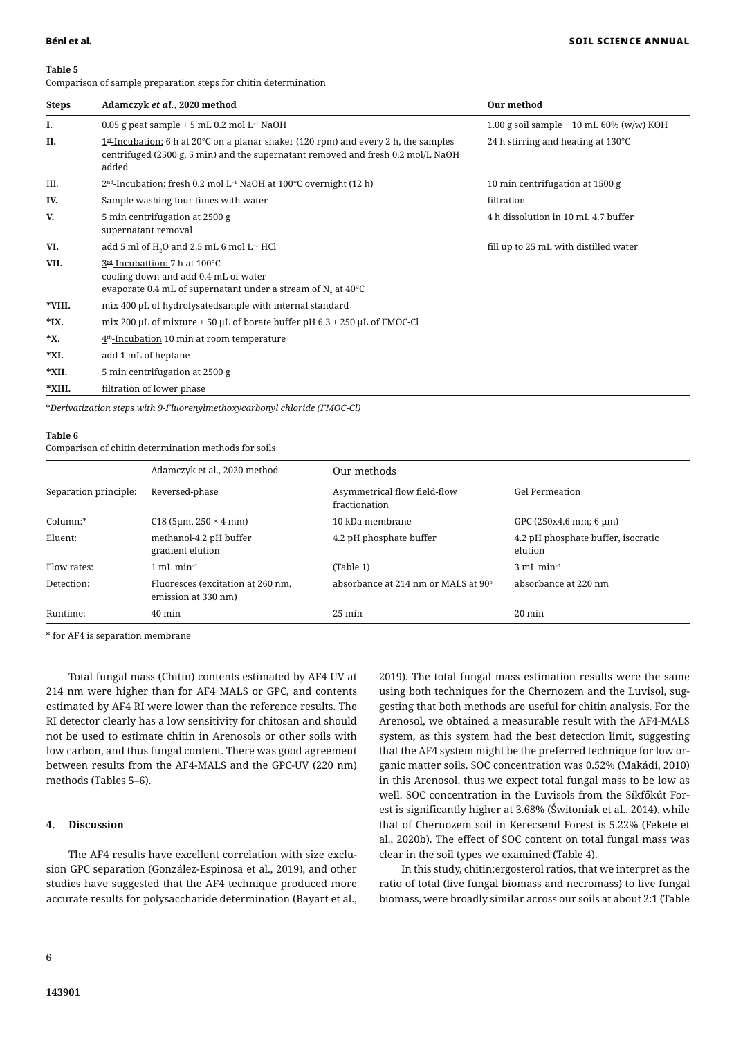**Table 5**

Comparison of sample preparation steps for chitin determination

| Steps | Adamczyk *et al.*, 2020 method | Our method |
|---|---|---|
| **I.** | 0.05 g peat sample + 5 mL 0.2 mol $L^{-1}$ NaOH | 1.00 g soil sample + 10 mL 60% (w/w) KOH |
| **II.** | 1st-Incubation: 6 h at 20°C on a planar shaker (120 rpm) and every 2 h, the samples centrifuged (2500 g, 5 min) and the supernatant removed and fresh 0.2 mol/L NaOH added | 24 h stirring and heating at 130°C |
| III. | 2nd-Incubation: fresh 0.2 mol $L^{-1}$ NaOH at 100°C overnight (12 h) | 10 min centrifugation at 1500 g |
| **IV.** | Sample washing four times with water | filtration |
| **V.** | 5 min centrifugation at 2500 g supernatant removal | 4 h dissolution in 10 mL 4.7 buffer |
| **VI.** | add 5 ml of $H_2O$ and 2.5 mL 6 mol $L^{-1}$ HCl | fill up to 25 mL with distilled water |
| **VII.** | 3rd-Incubattion: 7 h at 100°C cooling down and add 0.4 mL of water evaporate 0.4 mL of supernatant under a stream of $N_2$ at 40°C | |
| ***VIII.** | mix 400 µL of hydrolysatedsample with internal standard | |
| ***IX.** | mix 200 µL of mixture + 50 µL of borate buffer pH 6.3 + 250 µL of FMOC-Cl | |
| ***X.** | 4th-Incubation 10 min at room temperature | |
| ***XI.** | add 1 mL of heptane | |
| ***XII.** | 5 min centrifugation at 2500 g | |
| ***XIII.** | filtration of lower phase | |

**Derivatization steps with 9-Fluorenylmethoxycarbonyl chloride (FMOC-Cl)*

**Table 6**

Comparison of chitin determination methods for soils

| | Adamczyk et al., 2020 method | Our methods | |
|---|---|---|---|
| Separation principle: | Reversed-phase | Asymmetrical flow field-flow fractionation | Gel Permeation |
| Column:* | C18 (5µm, 250 × 4 mm) | 10 kDa membrane | GPC (250x4.6 mm; 6 µm) |
| Eluent: | methanol-4.2 pH buffer gradient elution | 4.2 pH phosphate buffer | 4.2 pH phosphate buffer, isocratic elution |
| Flow rates: | 1 mL $min^{-1}$ | (Table 1) | 3 mL $min^{-1}$ |
| Detection: | Fluoresces (excitation at 260 nm, emission at 330 nm) | absorbance at 214 nm or MALS at 90° | absorbance at 220 nm |
| Runtime: | 40 min | 25 min | 20 min |

\* for AF4 is separation membrane

Total fungal mass (Chitin) contents estimated by AF4 UV at 214 nm were higher than for AF4 MALS or GPC, and contents estimated by AF4 RI were lower than the reference results. The RI detector clearly has a low sensitivity for chitosan and should not be used to estimate chitin in Arenosols or other soils with low carbon, and thus fungal content. There was good agreement between results from the AF4-MALS and the GPC-UV (220 nm) methods (Tables 5–6).

## 4. Discussion

The AF4 results have excellent correlation with size exclusion GPC separation (González-Espinosa et al., 2019), and other studies have suggested that the AF4 technique produced more accurate results for polysaccharide determination (Bayart et al., 2019). The total fungal mass estimation results were the same using both techniques for the Chernozem and the Luvisol, suggesting that both methods are useful for chitin analysis. For the Arenosol, we obtained a measurable result with the AF4-MALS system, as this system had the best detection limit, suggesting that the AF4 system might be the preferred technique for low organic matter soils. SOC concentration was 0.52% (Makádi, 2010) in this Arenosol, thus we expect total fungal mass to be low as well. SOC concentration in the Luvisols from the Síkfőkút Forest is significantly higher at 3.68% (Świtoniak et al., 2014), while that of Chernozem soil in Kerecsend Forest is 5.22% (Fekete et al., 2020b). The effect of SOC content on total fungal mass was clear in the soil types we examined (Table 4).

In this study, chitin:ergosterol ratios, that we interpret as the ratio of total (live fungal biomass and necromass) to live fungal biomass, were broadly similar across our soils at about 2:1 (Table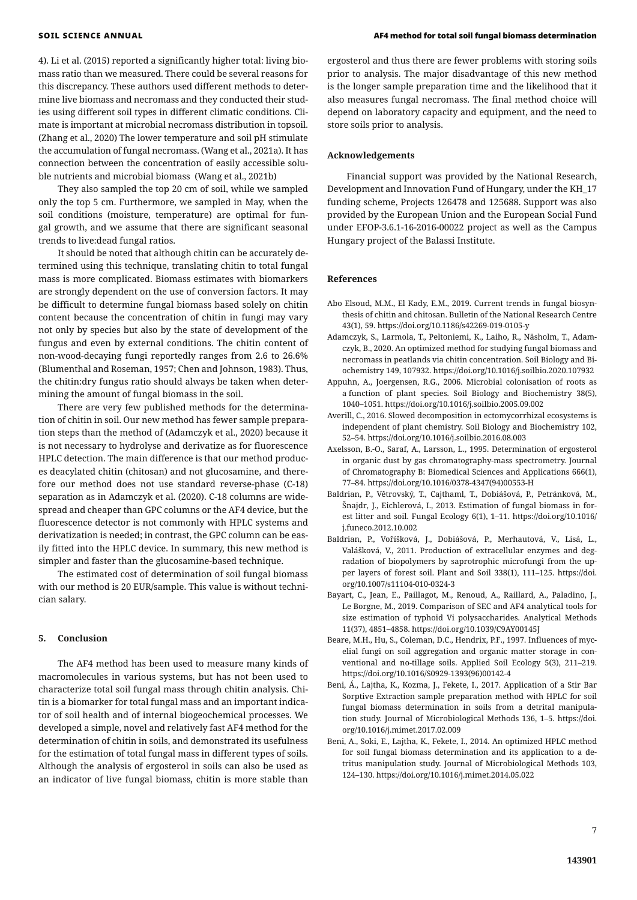4). Li et al. (2015) reported a significantly higher total: living biomass ratio than we measured. There could be several reasons for this discrepancy. These authors used different methods to determine live biomass and necromass and they conducted their studies using different soil types in different climatic conditions. Climate is important at microbial necromass distribution in topsoil. (Zhang et al., 2020) The lower temperature and soil pH stimulate the accumulation of fungal necromass. (Wang et al., 2021a). It has connection between the concentration of easily accessible soluble nutrients and microbial biomass (Wang et al., 2021b)

They also sampled the top 20 cm of soil, while we sampled only the top 5 cm. Furthermore, we sampled in May, when the soil conditions (moisture, temperature) are optimal for fungal growth, and we assume that there are significant seasonal trends to live:dead fungal ratios.

It should be noted that although chitin can be accurately determined using this technique, translating chitin to total fungal mass is more complicated. Biomass estimates with biomarkers are strongly dependent on the use of conversion factors. It may be difficult to determine fungal biomass based solely on chitin content because the concentration of chitin in fungi may vary not only by species but also by the state of development of the fungus and even by external conditions. The chitin content of non-wood-decaying fungi reportedly ranges from 2.6 to 26.6% (Blumenthal and Roseman, 1957; Chen and Johnson, 1983). Thus, the chitin:dry fungus ratio should always be taken when determining the amount of fungal biomass in the soil.

There are very few published methods for the determination of chitin in soil. Our new method has fewer sample preparation steps than the method of (Adamczyk et al., 2020) because it is not necessary to hydrolyse and derivatize as for fluorescence HPLC detection. The main difference is that our method produces deacylated chitin (chitosan) and not glucosamine, and therefore our method does not use standard reverse-phase (C-18) separation as in Adamczyk et al. (2020). C-18 columns are widespread and cheaper than GPC columns or the AF4 device, but the fluorescence detector is not commonly with HPLC systems and derivatization is needed; in contrast, the GPC column can be easily fitted into the HPLC device. In summary, this new method is simpler and faster than the glucosamine-based technique.

The estimated cost of determination of soil fungal biomass with our method is 20 EUR/sample. This value is without technician salary.

## 5. Conclusion

The AF4 method has been used to measure many kinds of macromolecules in various systems, but has not been used to characterize total soil fungal mass through chitin analysis. Chitin is a biomarker for total fungal mass and an important indicator of soil health and of internal biogeochemical processes. We developed a simple, novel and relatively fast AF4 method for the determination of chitin in soils, and demonstrated its usefulness for the estimation of total fungal mass in different types of soils. Although the analysis of ergosterol in soils can also be used as an indicator of live fungal biomass, chitin is more stable than ergosterol and thus there are fewer problems with storing soils prior to analysis. The major disadvantage of this new method is the longer sample preparation time and the likelihood that it also measures fungal necromass. The final method choice will depend on laboratory capacity and equipment, and the need to store soils prior to analysis.

## Acknowledgements

Financial support was provided by the National Research, Development and Innovation Fund of Hungary, under the KH_17 funding scheme, Projects 126478 and 125688. Support was also provided by the European Union and the European Social Fund under EFOP-3.6.1-16-2016-00022 project as well as the Campus Hungary project of the Balassi Institute.

## References

Abo Elsoud, M.M., El Kady, E.M., 2019. Current trends in fungal biosynthesis of chitin and chitosan. Bulletin of the National Research Centre 43(1), 59. https://doi.org/10.1186/s42269-019-0105-y

Adamczyk, S., Larmola, T., Peltoniemi, K., Laiho, R., Näsholm, T., Adamczyk, B., 2020. An optimized method for studying fungal biomass and necromass in peatlands via chitin concentration. Soil Biology and Biochemistry 149, 107932. https://doi.org/10.1016/j.soilbio.2020.107932

Appuhn, A., Joergensen, R.G., 2006. Microbial colonisation of roots as a function of plant species. Soil Biology and Biochemistry 38(5), 1040–1051. https://doi.org/10.1016/j.soilbio.2005.09.002

Averill, C., 2016. Slowed decomposition in ectomycorrhizal ecosystems is independent of plant chemistry. Soil Biology and Biochemistry 102, 52–54. https://doi.org/10.1016/j.soilbio.2016.08.003

Axelsson, B.-O., Saraf, A., Larsson, L., 1995. Determination of ergosterol in organic dust by gas chromatography-mass spectrometry. Journal of Chromatography B: Biomedical Sciences and Applications 666(1), 77–84. https://doi.org/10.1016/0378-4347(94)00553-H

Baldrian, P., Větrovský, T., Cajthaml, T., Dobiášová, P., Petránková, M., Šnajdr, J., Eichlerová, I., 2013. Estimation of fungal biomass in forest litter and soil. Fungal Ecology 6(1), 1–11. https://doi.org/10.1016/j.funeco.2012.10.002

Baldrian, P., Voříšková, J., Dobiášová, P., Merhautová, V., Lisá, L., Valášková, V., 2011. Production of extracellular enzymes and degradation of biopolymers by saprotrophic microfungi from the upper layers of forest soil. Plant and Soil 338(1), 111–125. https://doi.org/10.1007/s11104-010-0324-3

Bayart, C., Jean, E., Paillagot, M., Renoud, A., Raillard, A., Paladino, J., Le Borgne, M., 2019. Comparison of SEC and AF4 analytical tools for size estimation of typhoid Vi polysaccharides. Analytical Methods 11(37), 4851–4858. https://doi.org/10.1039/C9AY00145J

Beare, M.H., Hu, S., Coleman, D.C., Hendrix, P.F., 1997. Influences of mycelial fungi on soil aggregation and organic matter storage in conventional and no-tillage soils. Applied Soil Ecology 5(3), 211–219. https://doi.org/10.1016/S0929-1393(96)00142-4

Beni, Á., Lajtha, K., Kozma, J., Fekete, I., 2017. Application of a Stir Bar Sorptive Extraction sample preparation method with HPLC for soil fungal biomass determination in soils from a detrital manipulation study. Journal of Microbiological Methods 136, 1–5. https://doi.org/10.1016/j.mimet.2017.02.009

Beni, A., Soki, E., Lajtha, K., Fekete, I., 2014. An optimized HPLC method for soil fungal biomass determination and its application to a detritus manipulation study. Journal of Microbiological Methods 103, 124–130. https://doi.org/10.1016/j.mimet.2014.05.022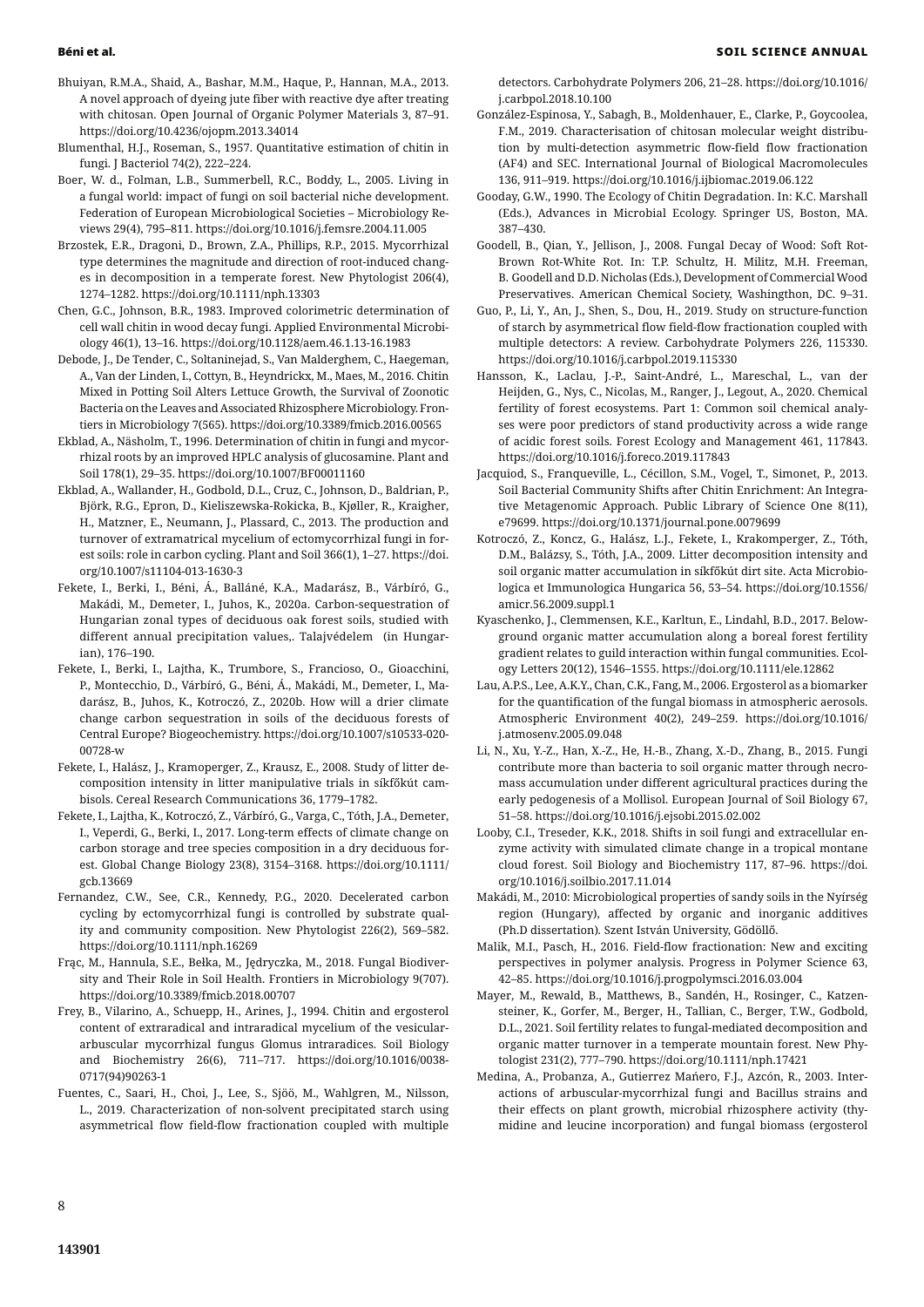Bhuiyan, R.M.A., Shaid, A., Bashar, M.M., Haque, P., Hannan, M.A., 2013. A novel approach of dyeing jute fiber with reactive dye after treating with chitosan. Open Journal of Organic Polymer Materials 3, 87–91. https://doi.org/10.4236/ojopm.2013.34014

Blumenthal, H.J., Roseman, S., 1957. Quantitative estimation of chitin in fungi. J Bacteriol 74(2), 222–224.

Boer, W. d., Folman, L.B., Summerbell, R.C., Boddy, L., 2005. Living in a fungal world: impact of fungi on soil bacterial niche development. Federation of European Microbiological Societies – Microbiology Reviews 29(4), 795–811. https://doi.org/10.1016/j.femsre.2004.11.005

Brzostek, E.R., Dragoni, D., Brown, Z.A., Phillips, R.P., 2015. Mycorrhizal type determines the magnitude and direction of root-induced changes in decomposition in a temperate forest. New Phytologist 206(4), 1274–1282. https://doi.org/10.1111/nph.13303

Chen, G.C., Johnson, B.R., 1983. Improved colorimetric determination of cell wall chitin in wood decay fungi. Applied Environmental Microbiology 46(1), 13–16. https://doi.org/10.1128/aem.46.1.13-16.1983

Debode, J., De Tender, C., Soltaninejad, S., Van Malderghem, C., Haegeman, A., Van der Linden, I., Cottyn, B., Heyndrickx, M., Maes, M., 2016. Chitin Mixed in Potting Soil Alters Lettuce Growth, the Survival of Zoonotic Bacteria on the Leaves and Associated Rhizosphere Microbiology. Frontiers in Microbiology 7(565). https://doi.org/10.3389/fmicb.2016.00565

Ekblad, A., Näsholm, T., 1996. Determination of chitin in fungi and mycorrhizal roots by an improved HPLC analysis of glucosamine. Plant and Soil 178(1), 29–35. https://doi.org/10.1007/BF00011160

Ekblad, A., Wallander, H., Godbold, D.L., Cruz, C., Johnson, D., Baldrian, P., Björk, R.G., Epron, D., Kieliszewska-Rokicka, B., Kjøller, R., Kraigher, H., Matzner, E., Neumann, J., Plassard, C., 2013. The production and turnover of extramatrical mycelium of ectomycorrhizal fungi in forest soils: role in carbon cycling. Plant and Soil 366(1), 1–27. https://doi.org/10.1007/s11104-013-1630-3

Fekete, I., Berki, I., Béni, Á., Balláné, K.A., Madarász, B., Várbíró, G., Makádi, M., Demeter, I., Juhos, K., 2020a. Carbon-sequestration of Hungarian zonal types of deciduous oak forest soils, studied with different annual precipitation values,. Talajvédelem (in Hungarian), 176–190.

Fekete, I., Berki, I., Lajtha, K., Trumbore, S., Francioso, O., Gioacchini, P., Montecchio, D., Várbíró, G., Béni, Á., Makádi, M., Demeter, I., Madarász, B., Juhos, K., Kotroczó, Z., 2020b. How will a drier climate change carbon sequestration in soils of the deciduous forests of Central Europe? Biogeochemistry. https://doi.org/10.1007/s10533-020-00728-w

Fekete, I., Halász, J., Kramoperger, Z., Krausz, E., 2008. Study of litter decomposition intensity in litter manipulative trials in síkfőkút cambisols. Cereal Research Communications 36, 1779–1782.

Fekete, I., Lajtha, K., Kotroczó, Z., Várbíró, G., Varga, C., Tóth, J.A., Demeter, I., Veperdi, G., Berki, I., 2017. Long-term effects of climate change on carbon storage and tree species composition in a dry deciduous forest. Global Change Biology 23(8), 3154–3168. https://doi.org/10.1111/gcb.13669

Fernandez, C.W., See, C.R., Kennedy, P.G., 2020. Decelerated carbon cycling by ectomycorrhizal fungi is controlled by substrate quality and community composition. New Phytologist 226(2), 569–582. https://doi.org/10.1111/nph.16269

Frąc, M., Hannula, S.E., Bełka, M., Jędryczka, M., 2018. Fungal Biodiversity and Their Role in Soil Health. Frontiers in Microbiology 9(707). https://doi.org/10.3389/fmicb.2018.00707

Frey, B., Vilarino, A., Schuepp, H., Arines, J., 1994. Chitin and ergosterol content of extraradical and intraradical mycelium of the vesicular-arbuscular mycorrhizal fungus Glomus intraradices. Soil Biology and Biochemistry 26(6), 711–717. https://doi.org/10.1016/0038-0717(94)90263-1

Fuentes, C., Saari, H., Choi, J., Lee, S., Sjöö, M., Wahlgren, M., Nilsson, L., 2019. Characterization of non-solvent precipitated starch using asymmetrical flow field-flow fractionation coupled with multiple detectors. Carbohydrate Polymers 206, 21–28. https://doi.org/10.1016/j.carbpol.2018.10.100

González-Espinosa, Y., Sabagh, B., Moldenhauer, E., Clarke, P., Goycoolea, F.M., 2019. Characterisation of chitosan molecular weight distribution by multi-detection asymmetric flow-field flow fractionation (AF4) and SEC. International Journal of Biological Macromolecules 136, 911–919. https://doi.org/10.1016/j.ijbiomac.2019.06.122

Gooday, G.W., 1990. The Ecology of Chitin Degradation. In: K.C. Marshall (Eds.), Advances in Microbial Ecology. Springer US, Boston, MA. 387–430.

Goodell, B., Qian, Y., Jellison, J., 2008. Fungal Decay of Wood: Soft Rot-Brown Rot-White Rot. In: T.P. Schultz, H. Militz, M.H. Freeman, B. Goodell and D.D. Nicholas (Eds.), Development of Commercial Wood Preservatives. American Chemical Society, Washingthon, DC. 9–31.

Guo, P., Li, Y., An, J., Shen, S., Dou, H., 2019. Study on structure-function of starch by asymmetrical flow field-flow fractionation coupled with multiple detectors: A review. Carbohydrate Polymers 226, 115330. https://doi.org/10.1016/j.carbpol.2019.115330

Hansson, K., Laclau, J.-P., Saint-André, L., Mareschal, L., van der Heijden, G., Nys, C., Nicolas, M., Ranger, J., Legout, A., 2020. Chemical fertility of forest ecosystems. Part 1: Common soil chemical analyses were poor predictors of stand productivity across a wide range of acidic forest soils. Forest Ecology and Management 461, 117843. https://doi.org/10.1016/j.foreco.2019.117843

Jacquiod, S., Franqueville, L., Cécillon, S.M., Vogel, T., Simonet, P., 2013. Soil Bacterial Community Shifts after Chitin Enrichment: An Integrative Metagenomic Approach. Public Library of Science One 8(11), e79699. https://doi.org/10.1371/journal.pone.0079699

Kotroczó, Z., Koncz, G., Halász, L.J., Fekete, I., Krakomperger, Z., Tóth, D.M., Balázsy, S., Tóth, J.A., 2009. Litter decomposition intensity and soil organic matter accumulation in síkfőkút dirt site. Acta Microbiologica et Immunologica Hungarica 56, 53–54. https://doi.org/10.1556/amicr.56.2009.suppl.1

Kyaschenko, J., Clemmensen, K.E., Karltun, E., Lindahl, B.D., 2017. Below-ground organic matter accumulation along a boreal forest fertility gradient relates to guild interaction within fungal communities. Ecology Letters 20(12), 1546–1555. https://doi.org/10.1111/ele.12862

Lau, A.P.S., Lee, A.K.Y., Chan, C.K., Fang, M., 2006. Ergosterol as a biomarker for the quantification of the fungal biomass in atmospheric aerosols. Atmospheric Environment 40(2), 249–259. https://doi.org/10.1016/j.atmosenv.2005.09.048

Li, N., Xu, Y.-Z., Han, X.-Z., He, H.-B., Zhang, X.-D., Zhang, B., 2015. Fungi contribute more than bacteria to soil organic matter through necromass accumulation under different agricultural practices during the early pedogenesis of a Mollisol. European Journal of Soil Biology 67, 51–58. https://doi.org/10.1016/j.ejsobi.2015.02.002

Looby, C.I., Treseder, K.K., 2018. Shifts in soil fungi and extracellular enzyme activity with simulated climate change in a tropical montane cloud forest. Soil Biology and Biochemistry 117, 87–96. https://doi.org/10.1016/j.soilbio.2017.11.014

Makádi, M., 2010: Microbiological properties of sandy soils in the Nyírség region (Hungary), affected by organic and inorganic additives (Ph.D dissertation). Szent István University, Gödöllő.

Malik, M.I., Pasch, H., 2016. Field-flow fractionation: New and exciting perspectives in polymer analysis. Progress in Polymer Science 63, 42–85. https://doi.org/10.1016/j.progpolymsci.2016.03.004

Mayer, M., Rewald, B., Matthews, B., Sandén, H., Rosinger, C., Katzensteiner, K., Gorfer, M., Berger, H., Tallian, C., Berger, T.W., Godbold, D.L., 2021. Soil fertility relates to fungal-mediated decomposition and organic matter turnover in a temperate mountain forest. New Phytologist 231(2), 777–790. https://doi.org/10.1111/nph.17421

Medina, A., Probanza, A., Gutierrez Mañero, F.J., Azcón, R., 2003. Interactions of arbuscular-mycorrhizal fungi and Bacillus strains and their effects on plant growth, microbial rhizosphere activity (thymidine and leucine incorporation) and fungal biomass (ergosterol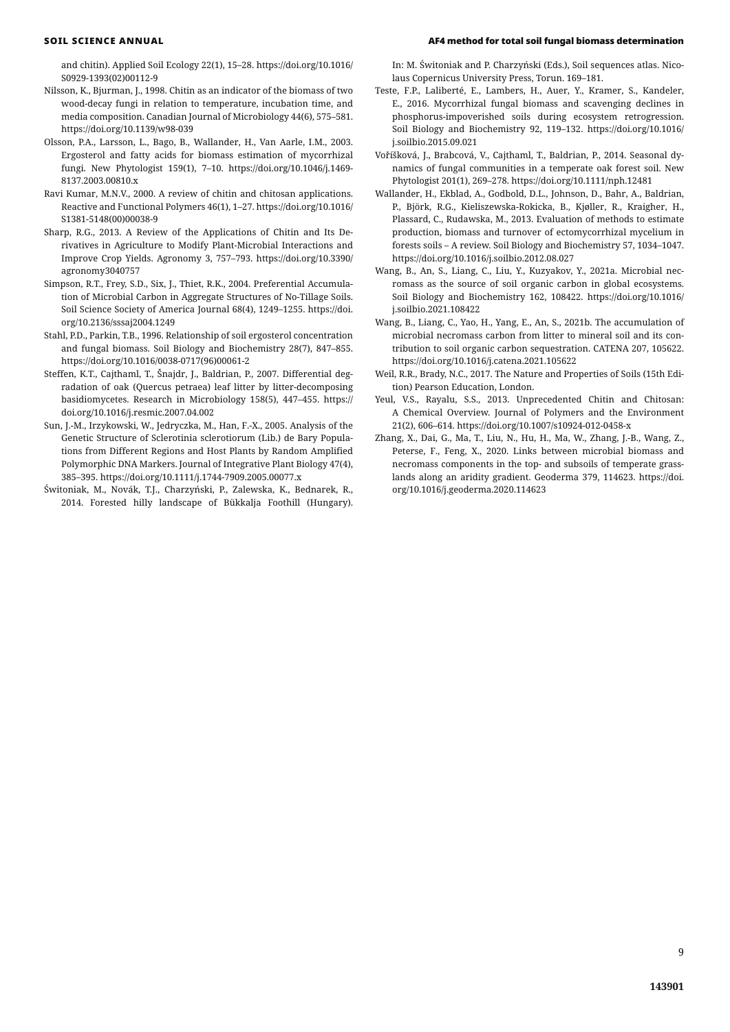and chitin). Applied Soil Ecology 22(1), 15–28. https://doi.org/10.1016/S0929-1393(02)00112-9

Nilsson, K., Bjurman, J., 1998. Chitin as an indicator of the biomass of two wood-decay fungi in relation to temperature, incubation time, and media composition. Canadian Journal of Microbiology 44(6), 575–581. https://doi.org/10.1139/w98-039

Olsson, P.A., Larsson, L., Bago, B., Wallander, H., Van Aarle, I.M., 2003. Ergosterol and fatty acids for biomass estimation of mycorrhizal fungi. New Phytologist 159(1), 7–10. https://doi.org/10.1046/j.1469-8137.2003.00810.x

Ravi Kumar, M.N.V., 2000. A review of chitin and chitosan applications. Reactive and Functional Polymers 46(1), 1–27. https://doi.org/10.1016/S1381-5148(00)00038-9

Sharp, R.G., 2013. A Review of the Applications of Chitin and Its Derivatives in Agriculture to Modify Plant-Microbial Interactions and Improve Crop Yields. Agronomy 3, 757–793. https://doi.org/10.3390/agronomy3040757

Simpson, R.T., Frey, S.D., Six, J., Thiet, R.K., 2004. Preferential Accumulation of Microbial Carbon in Aggregate Structures of No-Tillage Soils. Soil Science Society of America Journal 68(4), 1249–1255. https://doi.org/10.2136/sssaj2004.1249

Stahl, P.D., Parkin, T.B., 1996. Relationship of soil ergosterol concentration and fungal biomass. Soil Biology and Biochemistry 28(7), 847–855. https://doi.org/10.1016/0038-0717(96)00061-2

Steffen, K.T., Cajthaml, T., Šnajdr, J., Baldrian, P., 2007. Differential degradation of oak (Quercus petraea) leaf litter by litter-decomposing basidiomycetes. Research in Microbiology 158(5), 447–455. https://doi.org/10.1016/j.resmic.2007.04.002

Sun, J.-M., Irzykowski, W., Jedryczka, M., Han, F.-X., 2005. Analysis of the Genetic Structure of Sclerotinia sclerotiorum (Lib.) de Bary Populations from Different Regions and Host Plants by Random Amplified Polymorphic DNA Markers. Journal of Integrative Plant Biology 47(4), 385–395. https://doi.org/10.1111/j.1744-7909.2005.00077.x

Świtoniak, M., Novák, T.J., Charzyński, P., Zalewska, K., Bednarek, R., 2014. Forested hilly landscape of Bükkalja Foothill (Hungary). In: M. Świtoniak and P. Charzyński (Eds.), Soil sequences atlas. Nicolaus Copernicus University Press, Torun. 169–181.

Teste, F.P., Laliberté, E., Lambers, H., Auer, Y., Kramer, S., Kandeler, E., 2016. Mycorrhizal fungal biomass and scavenging declines in phosphorus-impoverished soils during ecosystem retrogression. Soil Biology and Biochemistry 92, 119–132. https://doi.org/10.1016/j.soilbio.2015.09.021

Voříšková, J., Brabcová, V., Cajthaml, T., Baldrian, P., 2014. Seasonal dynamics of fungal communities in a temperate oak forest soil. New Phytologist 201(1), 269–278. https://doi.org/10.1111/nph.12481

Wallander, H., Ekblad, A., Godbold, D.L., Johnson, D., Bahr, A., Baldrian, P., Björk, R.G., Kieliszewska-Rokicka, B., Kjøller, R., Kraigher, H., Plassard, C., Rudawska, M., 2013. Evaluation of methods to estimate production, biomass and turnover of ectomycorrhizal mycelium in forests soils – A review. Soil Biology and Biochemistry 57, 1034–1047. https://doi.org/10.1016/j.soilbio.2012.08.027

Wang, B., An, S., Liang, C., Liu, Y., Kuzyakov, Y., 2021a. Microbial necromass as the source of soil organic carbon in global ecosystems. Soil Biology and Biochemistry 162, 108422. https://doi.org/10.1016/j.soilbio.2021.108422

Wang, B., Liang, C., Yao, H., Yang, E., An, S., 2021b. The accumulation of microbial necromass carbon from litter to mineral soil and its contribution to soil organic carbon sequestration. CATENA 207, 105622. https://doi.org/10.1016/j.catena.2021.105622

Weil, R.R., Brady, N.C., 2017. The Nature and Properties of Soils (15th Edition) Pearson Education, London.

Yeul, V.S., Rayalu, S.S., 2013. Unprecedented Chitin and Chitosan: A Chemical Overview. Journal of Polymers and the Environment 21(2), 606–614. https://doi.org/10.1007/s10924-012-0458-x

Zhang, X., Dai, G., Ma, T., Liu, N., Hu, H., Ma, W., Zhang, J.-B., Wang, Z., Peterse, F., Feng, X., 2020. Links between microbial biomass and necromass components in the top- and subsoils of temperate grasslands along an aridity gradient. Geoderma 379, 114623. https://doi.org/10.1016/j.geoderma.2020.114623